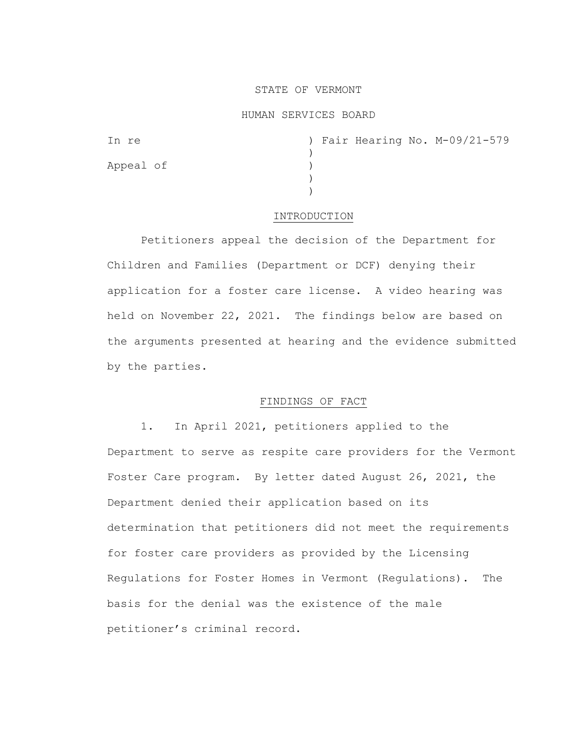STATE OF VERMONT

HUMAN SERVICES BOARD

| | |
|---|---|
| In re | ) Fair Hearing No. M-09/21-579 |
| | ) |
| Appeal of | ) |
| | ) |
| | ) |

## INTRODUCTION

Petitioners appeal the decision of the Department for Children and Families (Department or DCF) denying their application for a foster care license. A video hearing was held on November 22, 2021. The findings below are based on the arguments presented at hearing and the evidence submitted by the parties.

## FINDINGS OF FACT

1. In April 2021, petitioners applied to the Department to serve as respite care providers for the Vermont Foster Care program. By letter dated August 26, 2021, the Department denied their application based on its determination that petitioners did not meet the requirements for foster care providers as provided by the Licensing Regulations for Foster Homes in Vermont (Regulations). The basis for the denial was the existence of the male petitioner's criminal record.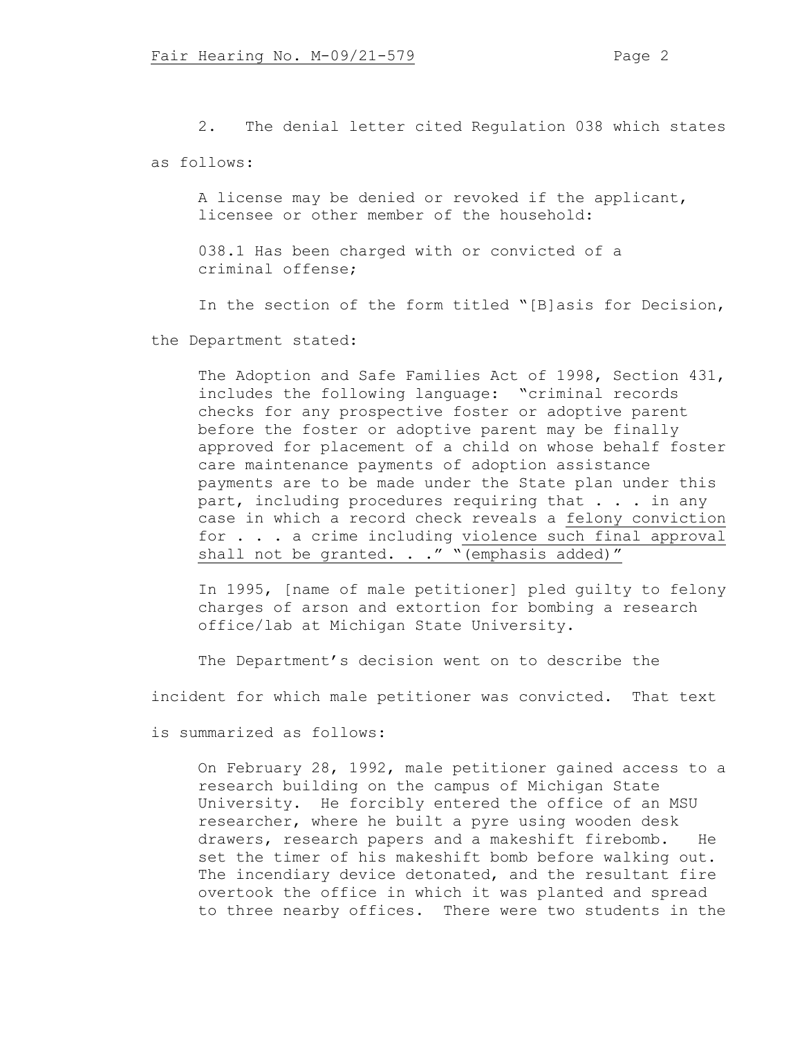2. The denial letter cited Regulation 038 which states as follows:

> A license may be denied or revoked if the applicant, licensee or other member of the household:
>
> 038.1 Has been charged with or convicted of a criminal offense;
>
> In the section of the form titled "[B]asis for Decision,

the Department stated:

> The Adoption and Safe Families Act of 1998, Section 431, includes the following language: "criminal records checks for any prospective foster or adoptive parent before the foster or adoptive parent may be finally approved for placement of a child on whose behalf foster care maintenance payments of adoption assistance payments are to be made under the State plan under this part, including procedures requiring that . . . in any case in which a record check reveals a <u>felony conviction</u> for . . . a crime including <u>violence such final approval shall not be granted. . ." "(emphasis added)"</u>
>
> In 1995, [name of male petitioner] pled guilty to felony charges of arson and extortion for bombing a research office/lab at Michigan State University.
>
> The Department's decision went on to describe the

incident for which male petitioner was convicted. That text is summarized as follows:

> On February 28, 1992, male petitioner gained access to a research building on the campus of Michigan State University. He forcibly entered the office of an MSU researcher, where he built a pyre using wooden desk drawers, research papers and a makeshift firebomb. He set the timer of his makeshift bomb before walking out. The incendiary device detonated, and the resultant fire overtook the office in which it was planted and spread to three nearby offices. There were two students in the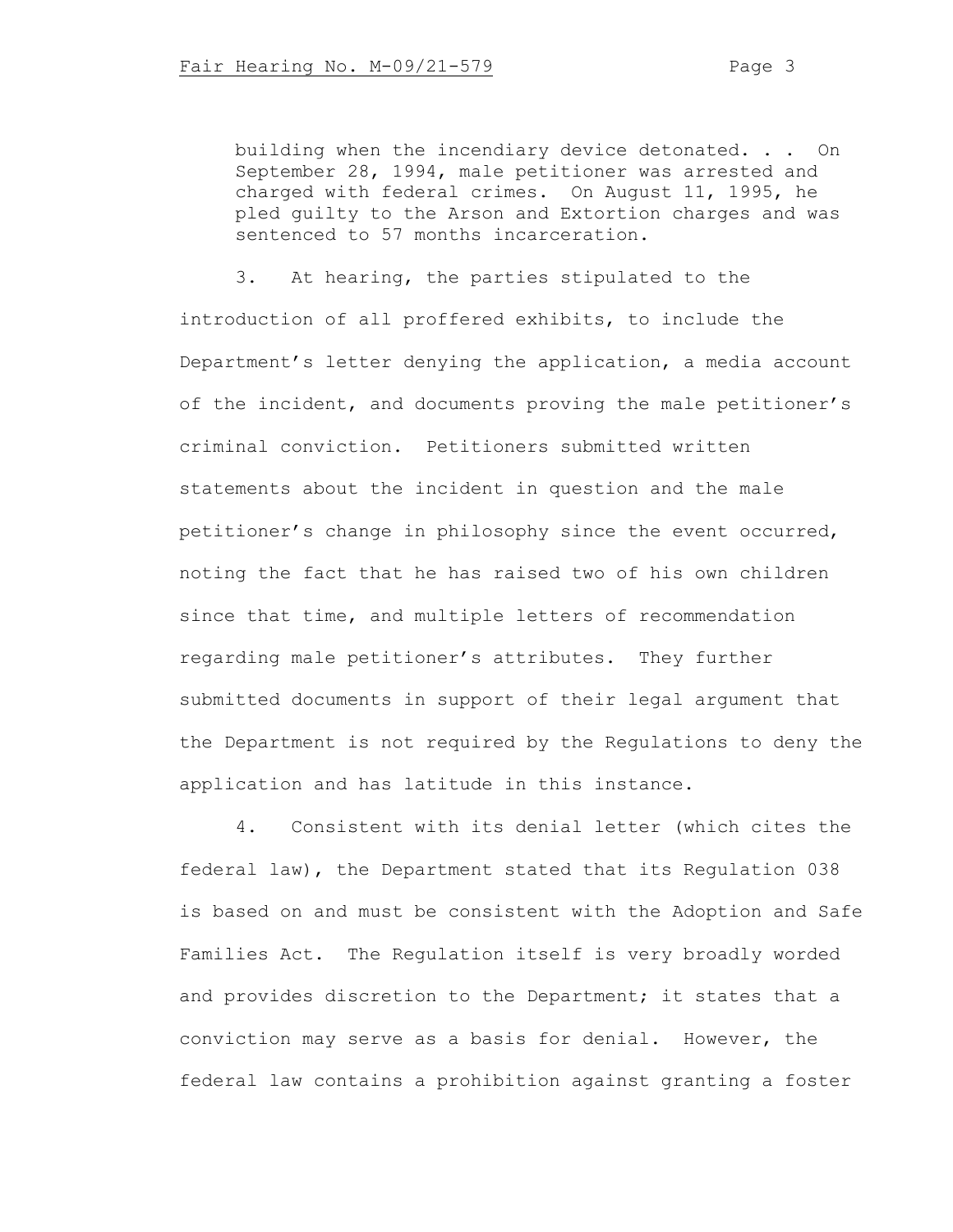> building when the incendiary device detonated. . . On September 28, 1994, male petitioner was arrested and charged with federal crimes. On August 11, 1995, he pled guilty to the Arson and Extortion charges and was sentenced to 57 months incarceration.

3. At hearing, the parties stipulated to the introduction of all proffered exhibits, to include the Department's letter denying the application, a media account of the incident, and documents proving the male petitioner's criminal conviction. Petitioners submitted written statements about the incident in question and the male petitioner's change in philosophy since the event occurred, noting the fact that he has raised two of his own children since that time, and multiple letters of recommendation regarding male petitioner's attributes. They further submitted documents in support of their legal argument that the Department is not required by the Regulations to deny the application and has latitude in this instance.

4. Consistent with its denial letter (which cites the federal law), the Department stated that its Regulation 038 is based on and must be consistent with the Adoption and Safe Families Act. The Regulation itself is very broadly worded and provides discretion to the Department; it states that a conviction may serve as a basis for denial. However, the federal law contains a prohibition against granting a foster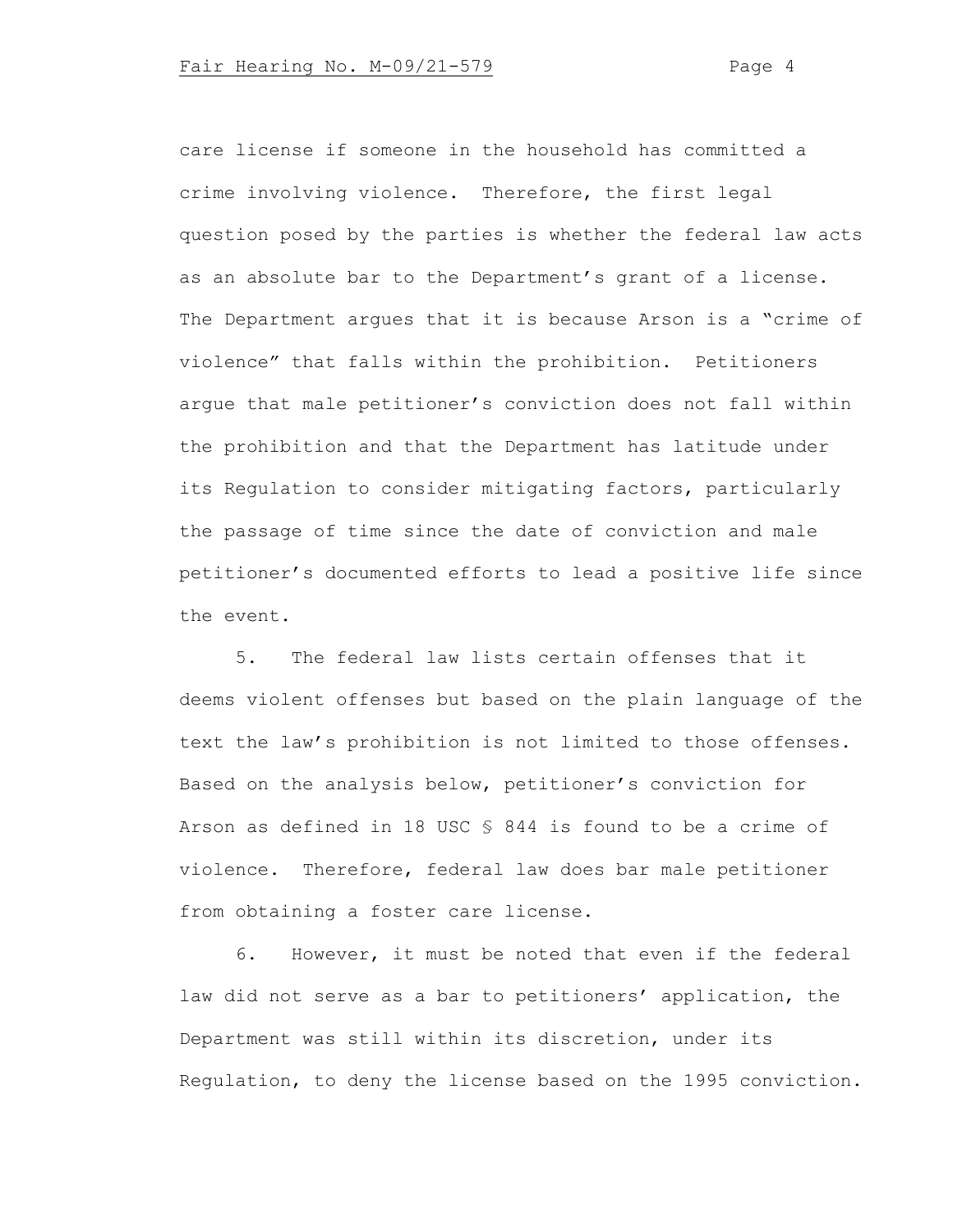care license if someone in the household has committed a crime involving violence. Therefore, the first legal question posed by the parties is whether the federal law acts as an absolute bar to the Department's grant of a license. The Department argues that it is because Arson is a "crime of violence" that falls within the prohibition. Petitioners argue that male petitioner's conviction does not fall within the prohibition and that the Department has latitude under its Regulation to consider mitigating factors, particularly the passage of time since the date of conviction and male petitioner's documented efforts to lead a positive life since the event.

5. The federal law lists certain offenses that it deems violent offenses but based on the plain language of the text the law's prohibition is not limited to those offenses. Based on the analysis below, petitioner's conviction for Arson as defined in 18 USC § 844 is found to be a crime of violence. Therefore, federal law does bar male petitioner from obtaining a foster care license.

6. However, it must be noted that even if the federal law did not serve as a bar to petitioners' application, the Department was still within its discretion, under its Regulation, to deny the license based on the 1995 conviction.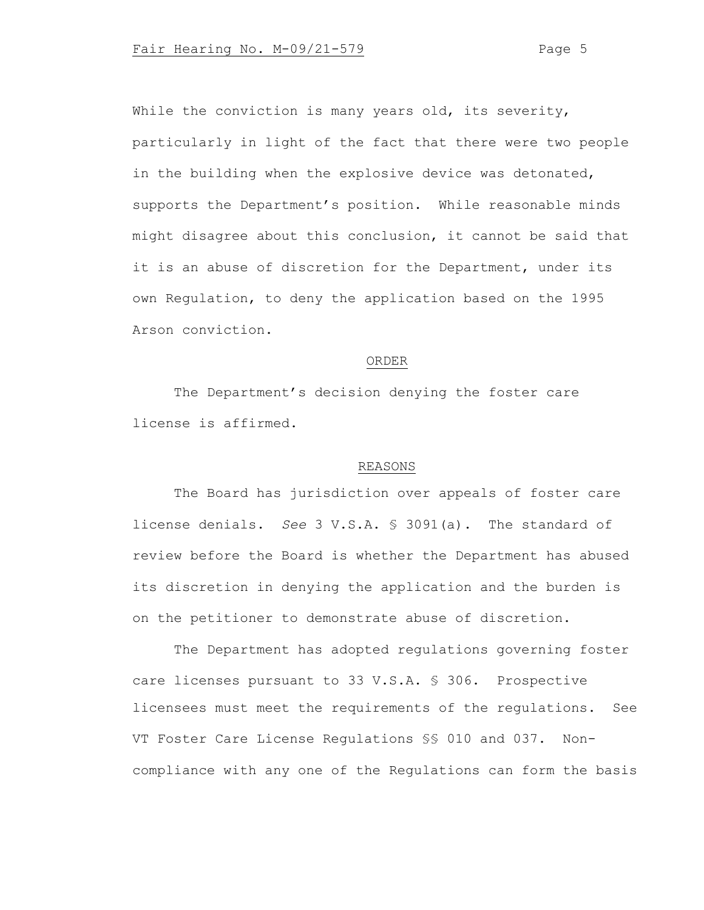While the conviction is many years old, its severity, particularly in light of the fact that there were two people in the building when the explosive device was detonated, supports the Department's position. While reasonable minds might disagree about this conclusion, it cannot be said that it is an abuse of discretion for the Department, under its own Regulation, to deny the application based on the 1995 Arson conviction.

## ORDER

The Department's decision denying the foster care license is affirmed.

## REASONS

The Board has jurisdiction over appeals of foster care license denials. *See* 3 V.S.A. § 3091(a). The standard of review before the Board is whether the Department has abused its discretion in denying the application and the burden is on the petitioner to demonstrate abuse of discretion.

The Department has adopted regulations governing foster care licenses pursuant to 33 V.S.A. § 306. Prospective licensees must meet the requirements of the regulations. See VT Foster Care License Regulations §§ 010 and 037. Non-compliance with any one of the Regulations can form the basis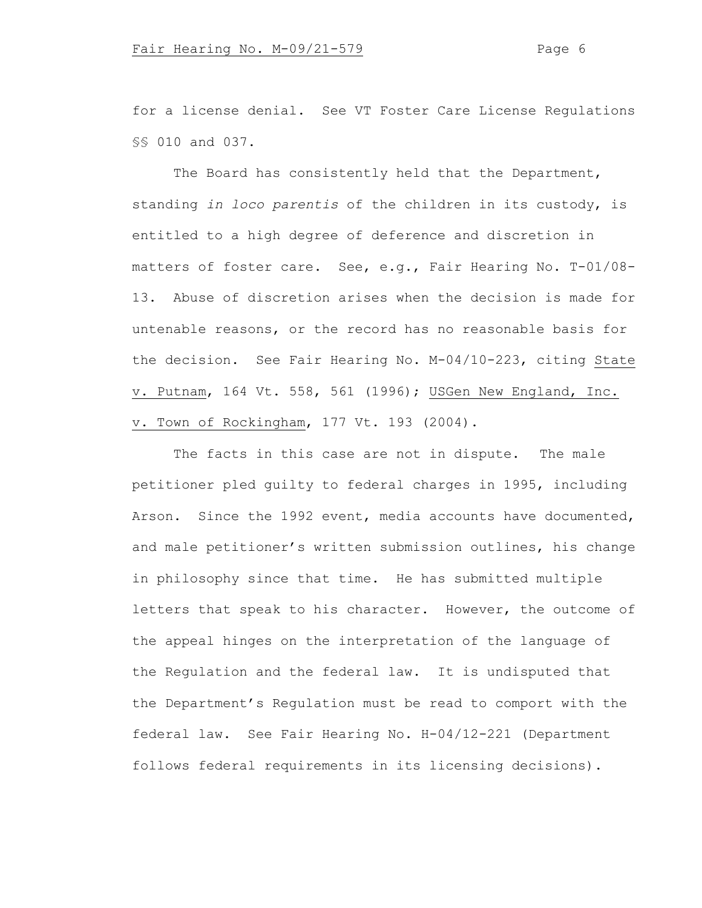for a license denial. See VT Foster Care License Regulations §§ 010 and 037.

The Board has consistently held that the Department, standing *in loco parentis* of the children in its custody, is entitled to a high degree of deference and discretion in matters of foster care. See, e.g., Fair Hearing No. T-01/08-13. Abuse of discretion arises when the decision is made for untenable reasons, or the record has no reasonable basis for the decision. See Fair Hearing No. M-04/10-223, citing State v. Putnam, 164 Vt. 558, 561 (1996); USGen New England, Inc. v. Town of Rockingham, 177 Vt. 193 (2004).

The facts in this case are not in dispute. The male petitioner pled guilty to federal charges in 1995, including Arson. Since the 1992 event, media accounts have documented, and male petitioner's written submission outlines, his change in philosophy since that time. He has submitted multiple letters that speak to his character. However, the outcome of the appeal hinges on the interpretation of the language of the Regulation and the federal law. It is undisputed that the Department's Regulation must be read to comport with the federal law. See Fair Hearing No. H-04/12-221 (Department follows federal requirements in its licensing decisions).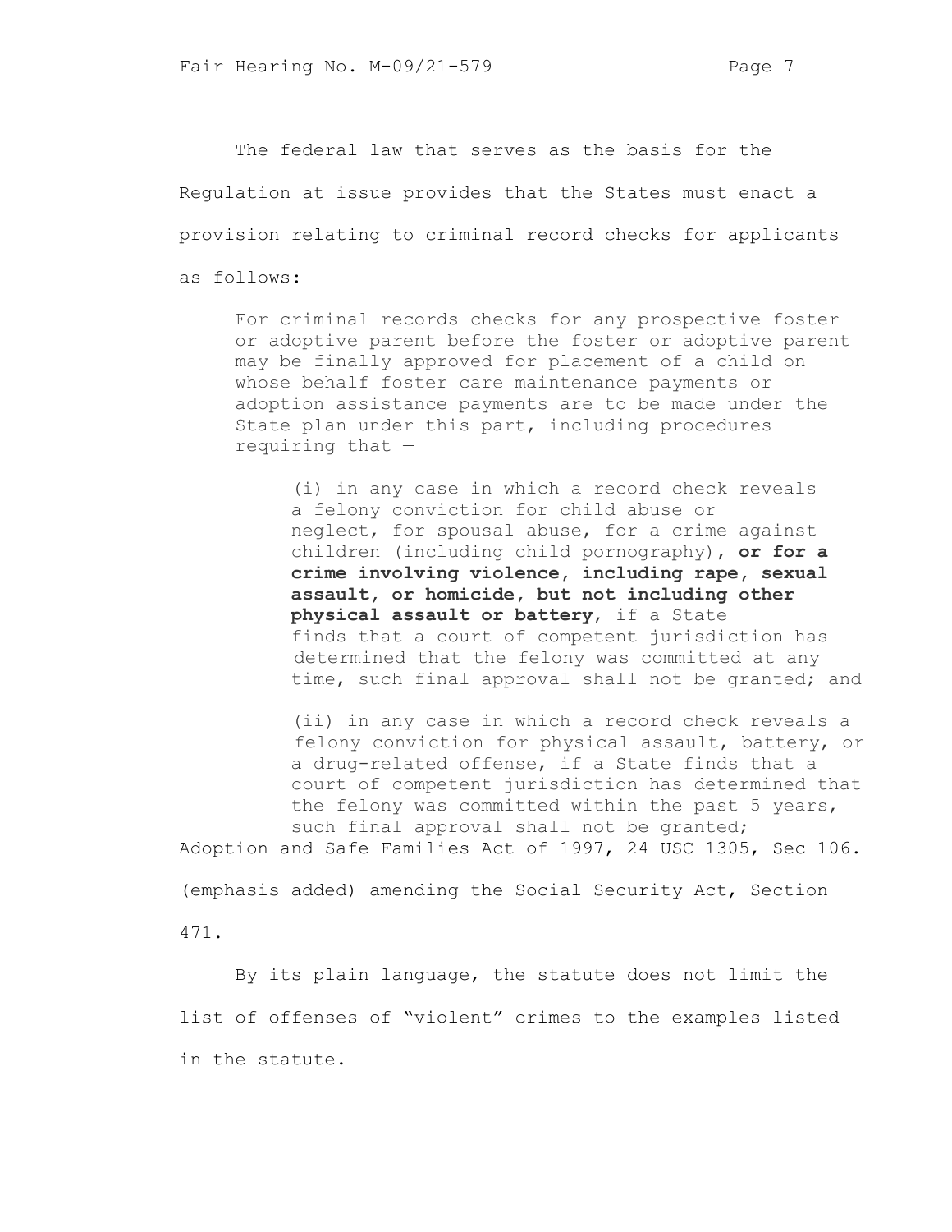The federal law that serves as the basis for the Regulation at issue provides that the States must enact a provision relating to criminal record checks for applicants as follows:

> For criminal records checks for any prospective foster or adoptive parent before the foster or adoptive parent may be finally approved for placement of a child on whose behalf foster care maintenance payments or adoption assistance payments are to be made under the State plan under this part, including procedures requiring that —
>
> > (i) in any case in which a record check reveals a felony conviction for child abuse or neglect, for spousal abuse, for a crime against children (including child pornography), **or for a crime involving violence, including rape, sexual assault, or homicide, but not including other physical assault or battery**, if a State finds that a court of competent jurisdiction has determined that the felony was committed at any time, such final approval shall not be granted; and
> >
> > (ii) in any case in which a record check reveals a felony conviction for physical assault, battery, or a drug-related offense, if a State finds that a court of competent jurisdiction has determined that the felony was committed within the past 5 years, such final approval shall not be granted;

Adoption and Safe Families Act of 1997, 24 USC 1305, Sec 106. (emphasis added) amending the Social Security Act, Section 471.

By its plain language, the statute does not limit the list of offenses of "violent" crimes to the examples listed in the statute.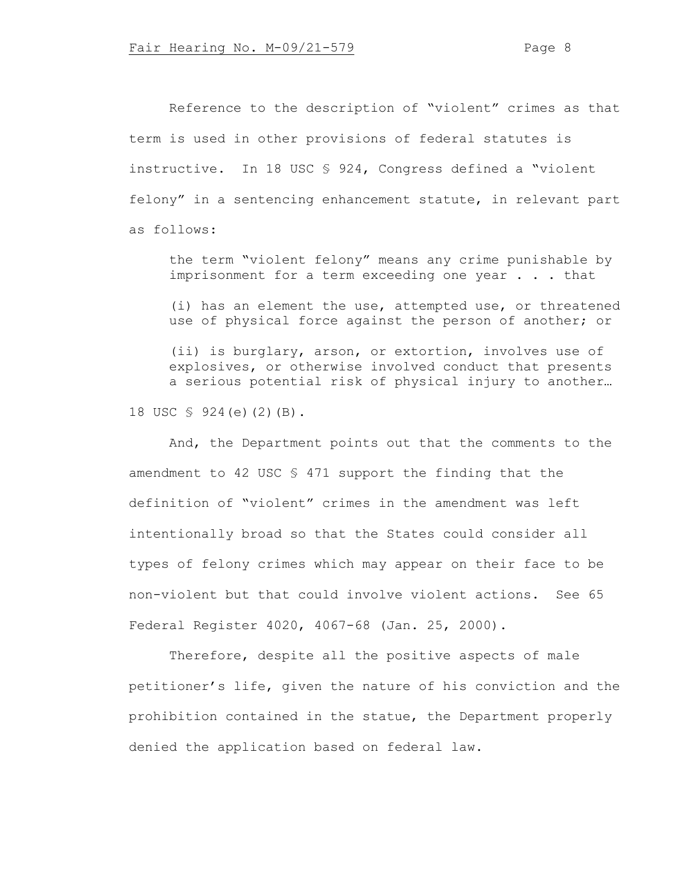Reference to the description of "violent" crimes as that term is used in other provisions of federal statutes is instructive. In 18 USC § 924, Congress defined a "violent felony" in a sentencing enhancement statute, in relevant part as follows:

> the term "violent felony" means any crime punishable by imprisonment for a term exceeding one year . . . that
>
> (i) has an element the use, attempted use, or threatened use of physical force against the person of another; or
>
> (ii) is burglary, arson, or extortion, involves use of explosives, or otherwise involved conduct that presents a serious potential risk of physical injury to another…

18 USC § 924(e)(2)(B).

And, the Department points out that the comments to the amendment to 42 USC § 471 support the finding that the definition of "violent" crimes in the amendment was left intentionally broad so that the States could consider all types of felony crimes which may appear on their face to be non-violent but that could involve violent actions. See 65 Federal Register 4020, 4067-68 (Jan. 25, 2000).

Therefore, despite all the positive aspects of male petitioner's life, given the nature of his conviction and the prohibition contained in the statue, the Department properly denied the application based on federal law.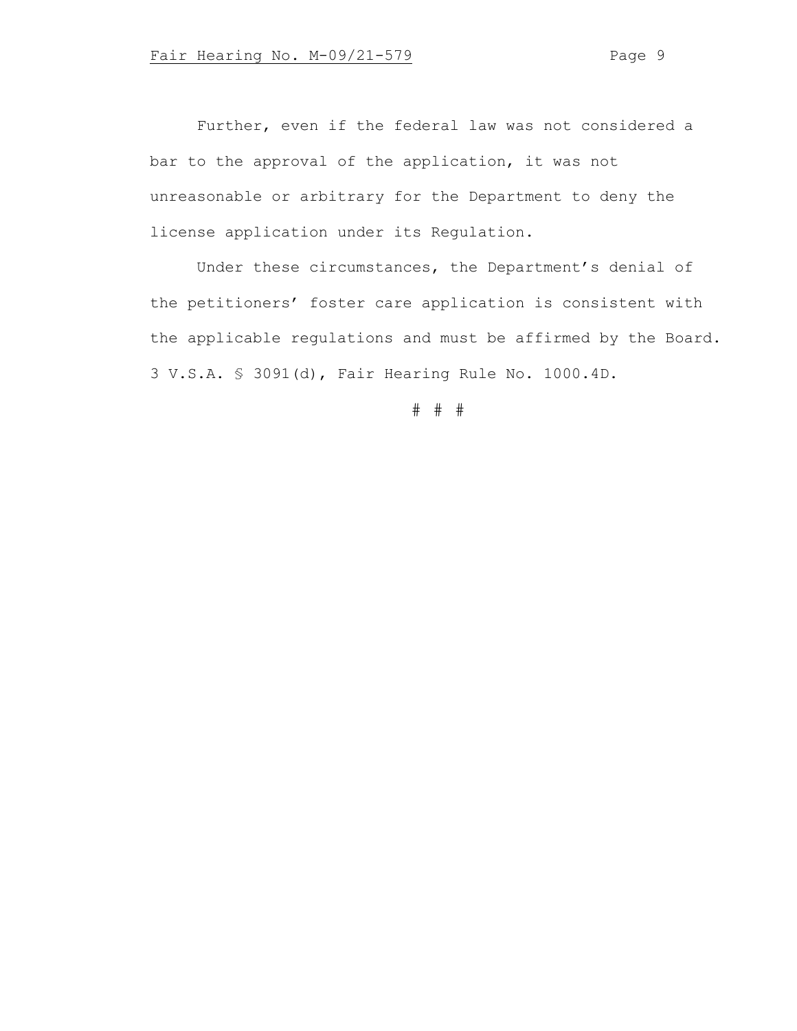Further, even if the federal law was not considered a bar to the approval of the application, it was not unreasonable or arbitrary for the Department to deny the license application under its Regulation.

Under these circumstances, the Department's denial of the petitioners' foster care application is consistent with the applicable regulations and must be affirmed by the Board. 3 V.S.A. § 3091(d), Fair Hearing Rule No. 1000.4D.

# # #